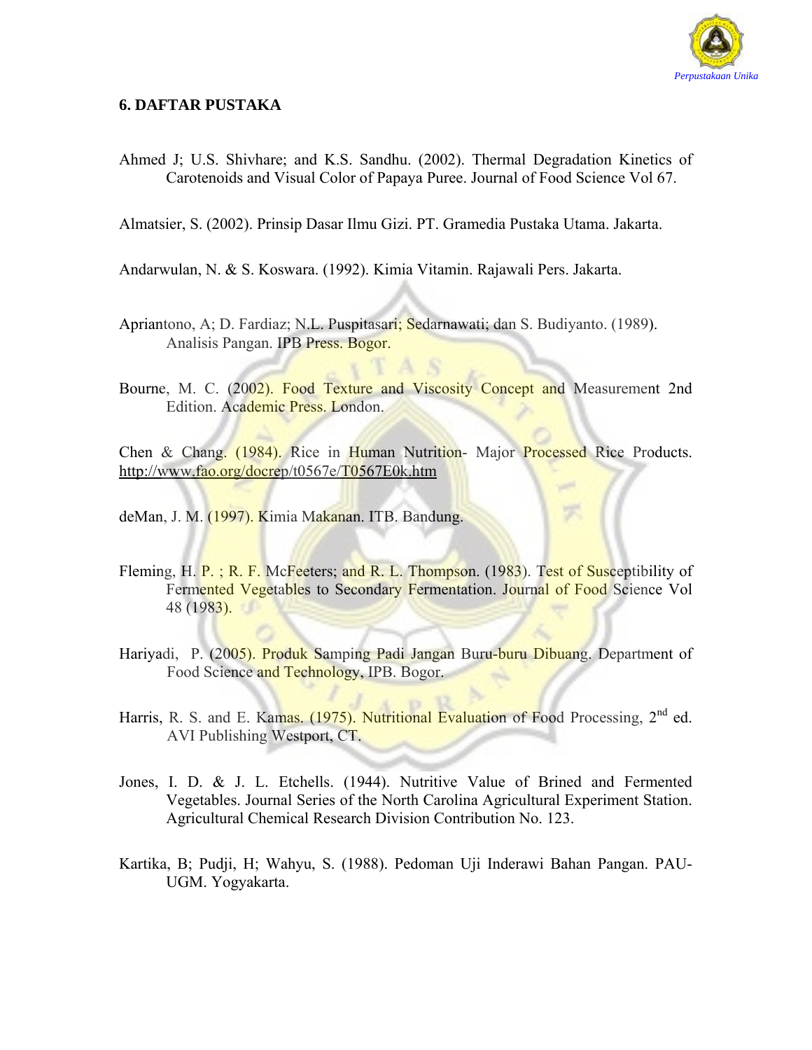## 6. DAFTAR PUSTAKA

Ahmed J; U.S. Shivhare; and K.S. Sandhu. (2002). Thermal Degradation Kinetics of Carotenoids and Visual Color of Papaya Puree. Journal of Food Science Vol 67.

Almatsier, S. (2002). Prinsip Dasar Ilmu Gizi. PT. Gramedia Pustaka Utama. Jakarta.

Andarwulan, N. & S. Koswara. (1992). Kimia Vitamin. Rajawali Pers. Jakarta.

Apriantono, A; D. Fardiaz; N.L. Puspitasari; Sedarnawati; dan S. Budiyanto. (1989). Analisis Pangan. IPB Press. Bogor.

Bourne, M. C. (2002). Food Texture and Viscosity Concept and Measurement 2nd Edition. Academic Press. London.

Chen & Chang. (1984). Rice in Human Nutrition- Major Processed Rice Products. http://www.fao.org/docrep/t0567e/T0567E0k.htm

deMan, J. M. (1997). Kimia Makanan. ITB. Bandung.

Fleming, H. P. ; R. F. McFeeters; and R. L. Thompson. (1983). Test of Susceptibility of Fermented Vegetables to Secondary Fermentation. Journal of Food Science Vol 48 (1983).

Hariyadi, P. (2005). Produk Samping Padi Jangan Buru-buru Dibuang. Department of Food Science and Technology, IPB. Bogor.

Harris, R. S. and E. Kamas. (1975). Nutritional Evaluation of Food Processing, 2nd ed. AVI Publishing Westport, CT.

Jones, I. D. & J. L. Etchells. (1944). Nutritive Value of Brined and Fermented Vegetables. Journal Series of the North Carolina Agricultural Experiment Station. Agricultural Chemical Research Division Contribution No. 123.

Kartika, B; Pudji, H; Wahyu, S. (1988). Pedoman Uji Inderawi Bahan Pangan. PAU-UGM. Yogyakarta.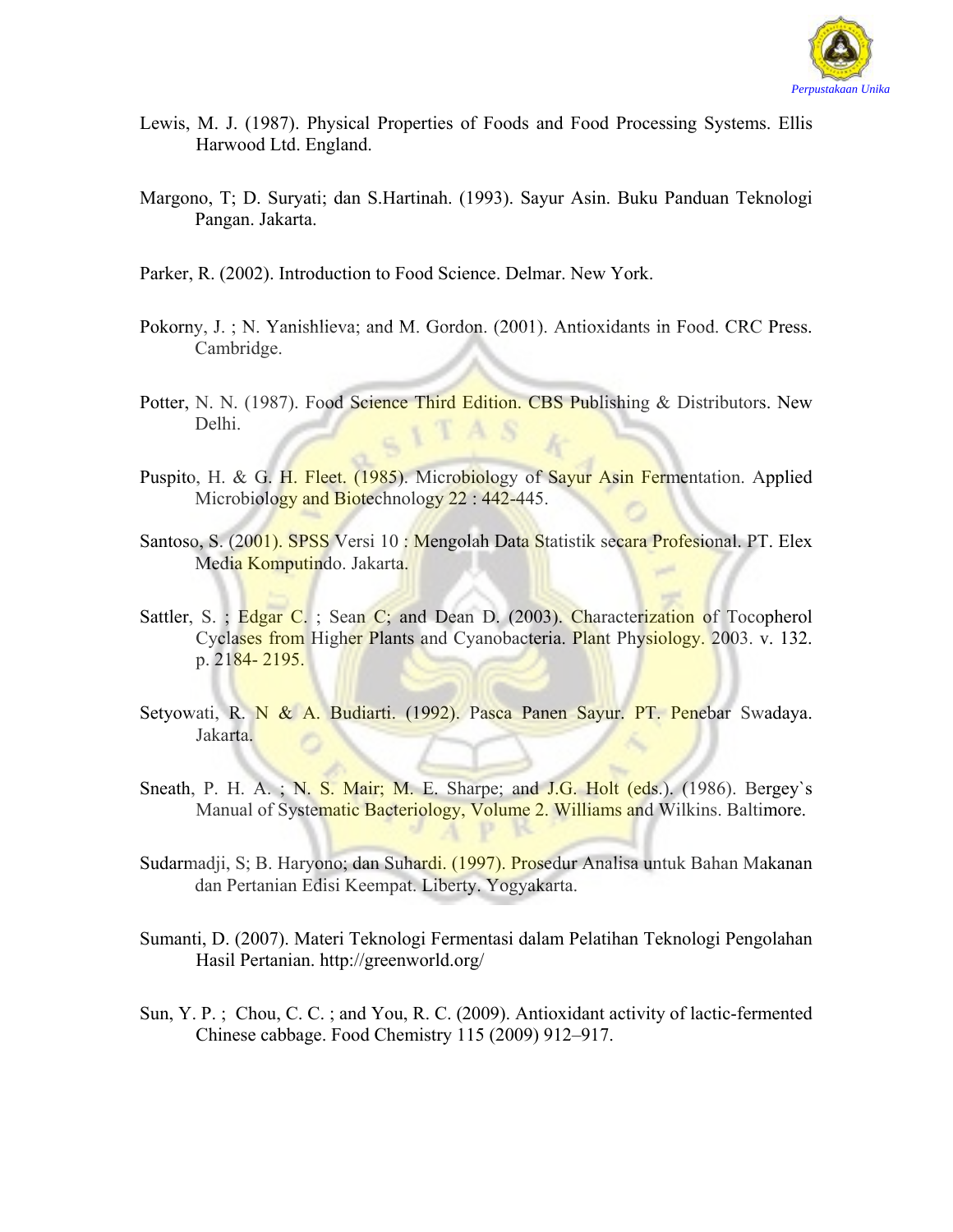Lewis, M. J. (1987). Physical Properties of Foods and Food Processing Systems. Ellis Harwood Ltd. England.

Margono, T; D. Suryati; dan S.Hartinah. (1993). Sayur Asin. Buku Panduan Teknologi Pangan. Jakarta.

Parker, R. (2002). Introduction to Food Science. Delmar. New York.

Pokorny, J. ; N. Yanishlieva; and M. Gordon. (2001). Antioxidants in Food. CRC Press. Cambridge.

Potter, N. N. (1987). Food Science Third Edition. CBS Publishing & Distributors. New Delhi.

Puspito, H. & G. H. Fleet. (1985). Microbiology of Sayur Asin Fermentation. Applied Microbiology and Biotechnology 22 : 442-445.

Santoso, S. (2001). SPSS Versi 10 : Mengolah Data Statistik secara Profesional. PT. Elex Media Komputindo. Jakarta.

Sattler, S. ; Edgar C. ; Sean C; and Dean D. (2003). Characterization of Tocopherol Cyclases from Higher Plants and Cyanobacteria. Plant Physiology. 2003. v. 132. p. 2184- 2195.

Setyowati, R. N & A. Budiarti. (1992). Pasca Panen Sayur. PT. Penebar Swadaya. Jakarta.

Sneath, P. H. A. ; N. S. Mair; M. E. Sharpe; and J.G. Holt (eds.). (1986). Bergey`s Manual of Systematic Bacteriology, Volume 2. Williams and Wilkins. Baltimore.

Sudarmadji, S; B. Haryono; dan Suhardi. (1997). Prosedur Analisa untuk Bahan Makanan dan Pertanian Edisi Keempat. Liberty. Yogyakarta.

Sumanti, D. (2007). Materi Teknologi Fermentasi dalam Pelatihan Teknologi Pengolahan Hasil Pertanian. http://greenworld.org/

Sun, Y. P. ; Chou, C. C. ; and You, R. C. (2009). Antioxidant activity of lactic-fermented Chinese cabbage. Food Chemistry 115 (2009) 912–917.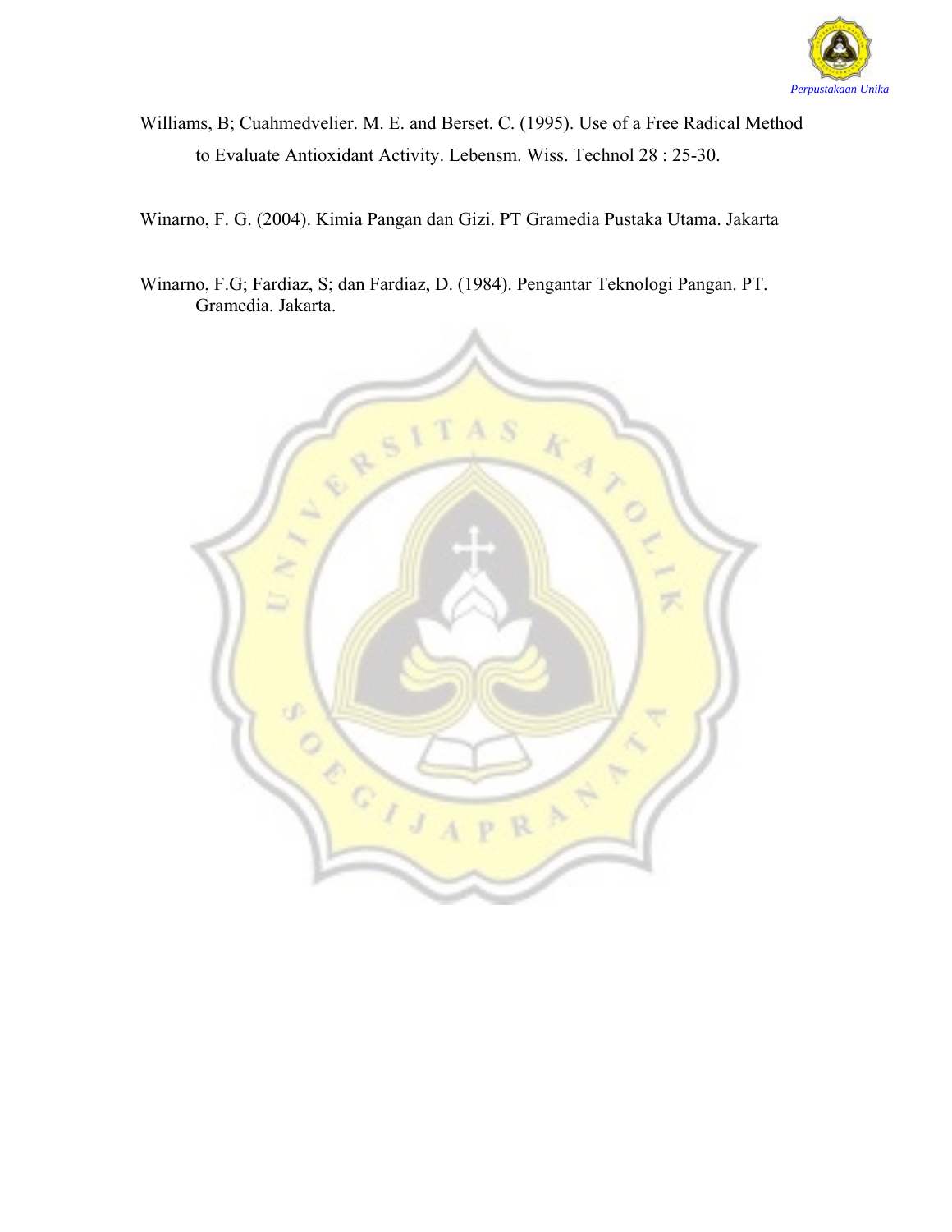Williams, B; Cuahmedvelier. M. E. and Berset. C. (1995). Use of a Free Radical Method to Evaluate Antioxidant Activity. Lebensm. Wiss. Technol 28 : 25-30.

Winarno, F. G. (2004). Kimia Pangan dan Gizi. PT Gramedia Pustaka Utama. Jakarta

Winarno, F.G; Fardiaz, S; dan Fardiaz, D. (1984). Pengantar Teknologi Pangan. PT. Gramedia. Jakarta.